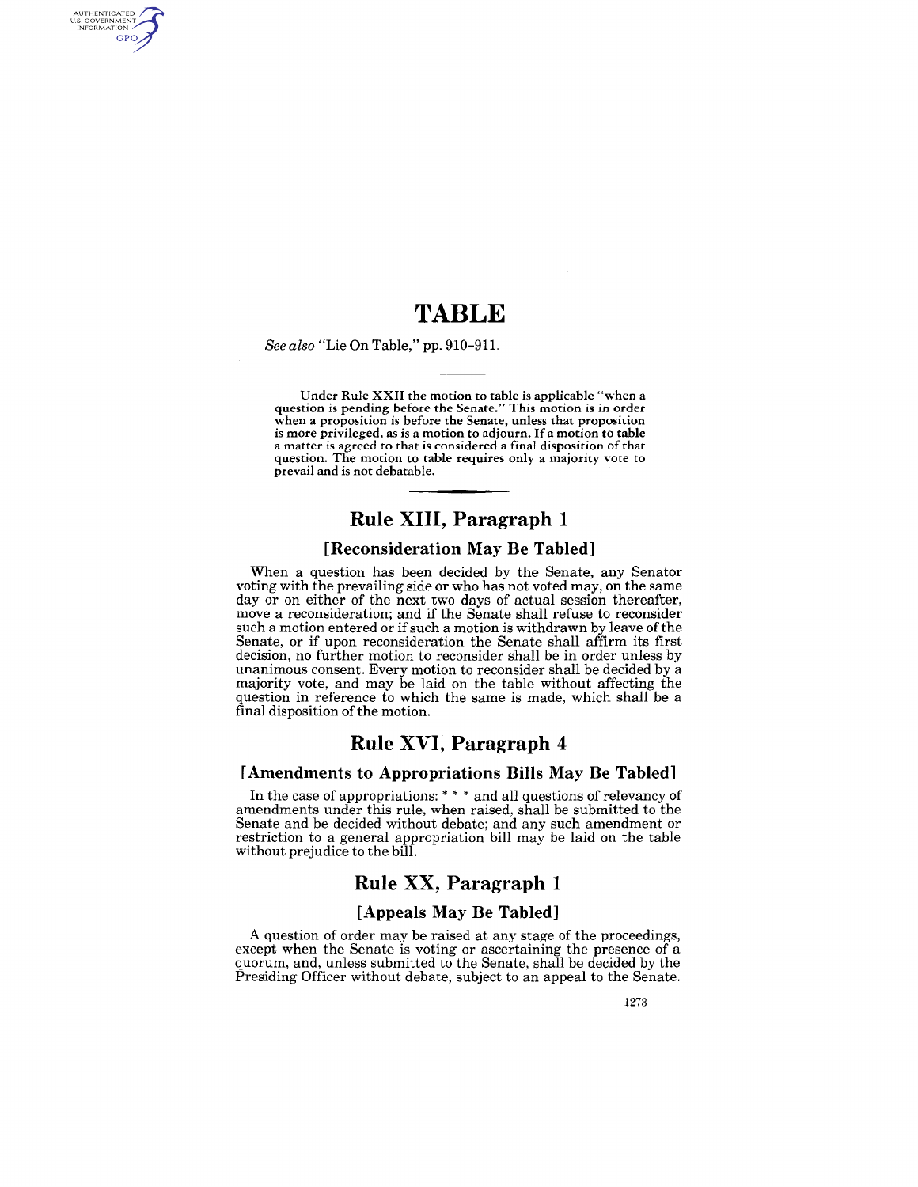# TABLE

*See also* "Lie On Table," pp. 910–911.

**Under Rule XXII the motion to table is applicable "when a question is pending before the Senate." This motion is in order when a proposition is before the Senate, unless that proposition is more privileged, as is a motion to adjourn. If a motion to table a matter is agreed to that is considered a final disposition of that question. The motion to table requires only a majority vote to prevail and is not debatable.**

## Rule XIII, Paragraph 1

### [Reconsideration May Be Tabled]

When a question has been decided by the Senate, any Senator voting with the prevailing side or who has not voted may, on the same day or on either of the next two days of actual session thereafter, move a reconsideration; and if the Senate shall refuse to reconsider such a motion entered or if such a motion is withdrawn by leave of the Senate, or if upon reconsideration the Senate shall affirm its first decision, no further motion to reconsider shall be in order unless by unanimous consent. Every motion to reconsider shall be decided by a majority vote, and may be laid on the table without affecting the question in reference to which the same is made, which shall be a final disposition of the motion.

## Rule XVI, Paragraph 4

### [Amendments to Appropriations Bills May Be Tabled]

In the case of appropriations: * * * and all questions of relevancy of amendments under this rule, when raised, shall be submitted to the Senate and be decided without debate; and any such amendment or restriction to a general appropriation bill may be laid on the table without prejudice to the bill.

## Rule XX, Paragraph 1

### [Appeals May Be Tabled]

A question of order may be raised at any stage of the proceedings, except when the Senate is voting or ascertaining the presence of a quorum, and, unless submitted to the Senate, shall be decided by the Presiding Officer without debate, subject to an appeal to the Senate.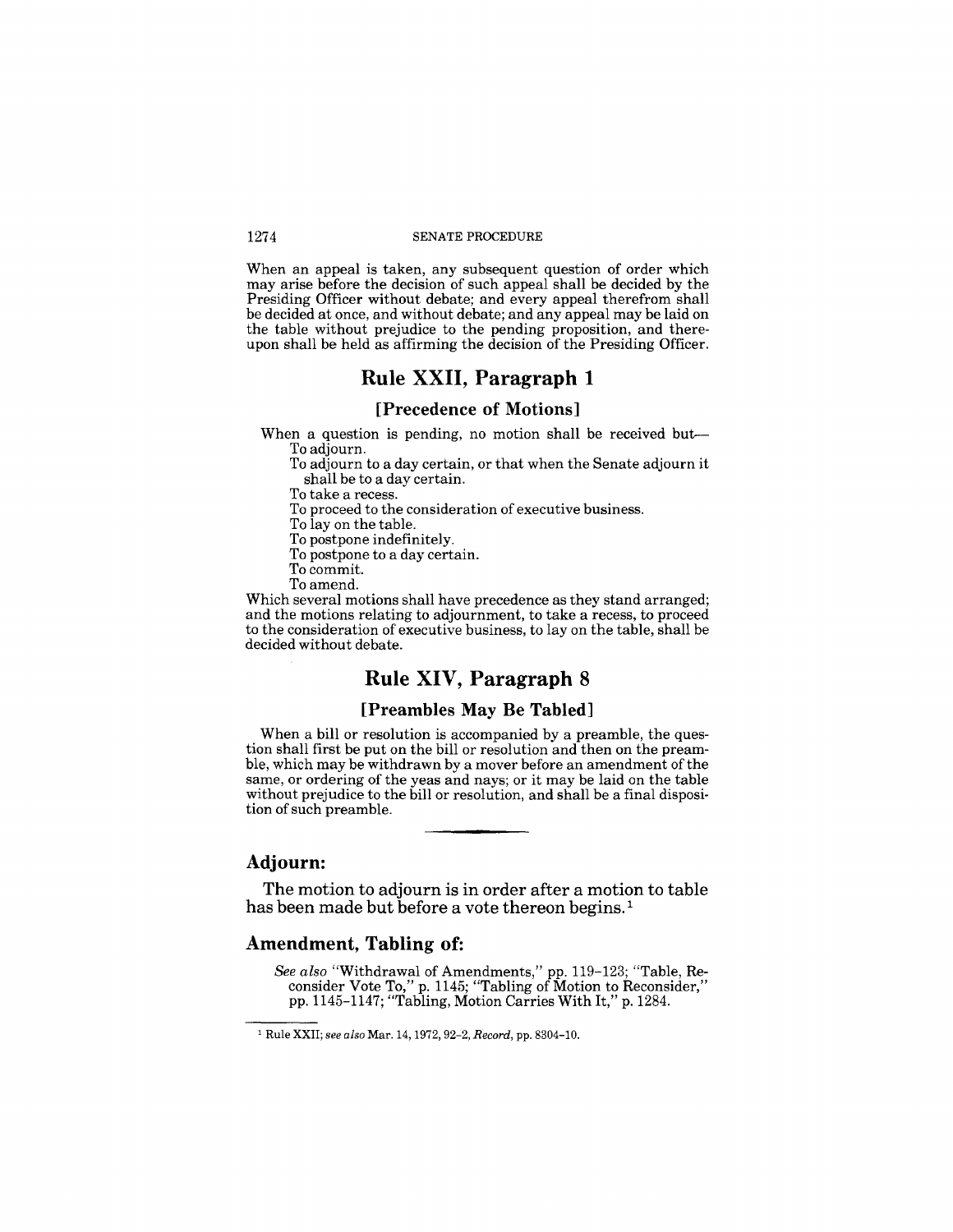When an appeal is taken, any subsequent question of order which may arise before the decision of such appeal shall be decided by the Presiding Officer without debate; and every appeal therefrom shall be decided at once, and without debate; and any appeal may be laid on the table without prejudice to the pending proposition, and thereupon shall be held as affirming the decision of the Presiding Officer.

## Rule XXII, Paragraph 1

### [Precedence of Motions]

When a question is pending, no motion shall be received but—

To adjourn.

To adjourn to a day certain, or that when the Senate adjourn it shall be to a day certain.

To take a recess.

To proceed to the consideration of executive business.

To lay on the table.

To postpone indefinitely.

To postpone to a day certain.

To commit.

To amend.

Which several motions shall have precedence as they stand arranged; and the motions relating to adjournment, to take a recess, to proceed to the consideration of executive business, to lay on the table, shall be decided without debate.

## Rule XIV, Paragraph 8

### [Preambles May Be Tabled]

When a bill or resolution is accompanied by a preamble, the question shall first be put on the bill or resolution and then on the preamble, which may be withdrawn by a mover before an amendment of the same, or ordering of the yeas and nays; or it may be laid on the table without prejudice to the bill or resolution, and shall be a final disposition of such preamble.

---

## Adjourn:

The motion to adjourn is in order after a motion to table has been made but before a vote thereon begins.[1]

## Amendment, Tabling of:

*See also* "Withdrawal of Amendments," pp. 119–123; "Table, Reconsider Vote To," p. 1145; "Tabling of Motion to Reconsider," pp. 1145–1147; "Tabling, Motion Carries With It," p. 1284.

---

[1] Rule XXII; *see also* Mar. 14, 1972, 92-2, *Record*, pp. 8304–10.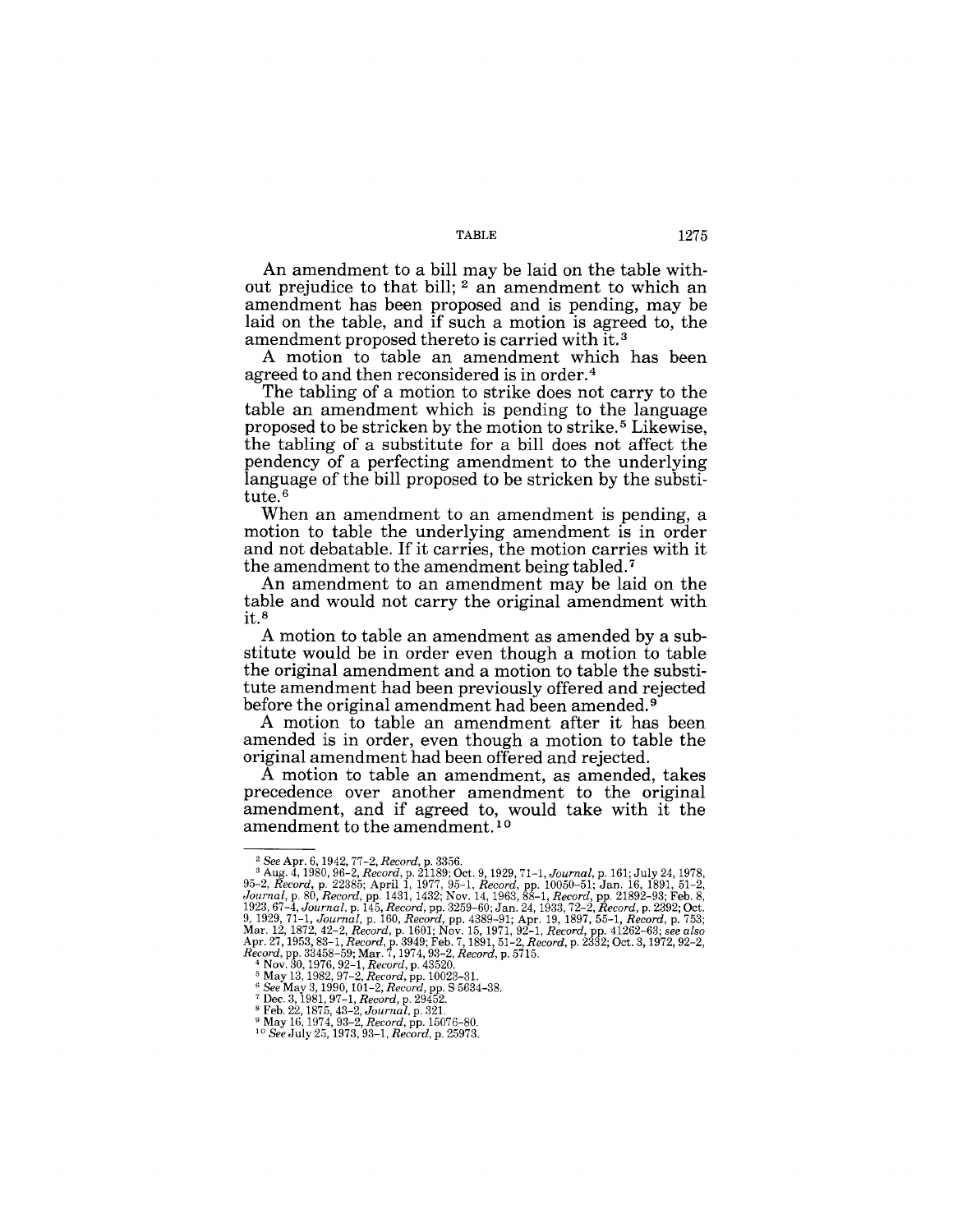An amendment to a bill may be laid on the table without prejudice to that bill; [2] an amendment to which an amendment has been proposed and is pending, may be laid on the table, and if such a motion is agreed to, the amendment proposed thereto is carried with it. [3]

A motion to table an amendment which has been agreed to and then reconsidered is in order. [4]

The tabling of a motion to strike does not carry to the table an amendment which is pending to the language proposed to be stricken by the motion to strike. [5] Likewise, the tabling of a substitute for a bill does not affect the pendency of a perfecting amendment to the underlying language of the bill proposed to be stricken by the substitute. [6]

When an amendment to an amendment is pending, a motion to table the underlying amendment is in order and not debatable. If it carries, the motion carries with it the amendment to the amendment being tabled. [7]

An amendment to an amendment may be laid on the table and would not carry the original amendment with it. [8]

A motion to table an amendment as amended by a substitute would be in order even though a motion to table the original amendment and a motion to table the substitute amendment had been previously offered and rejected before the original amendment had been amended. [9]

A motion to table an amendment after it has been amended is in order, even though a motion to table the original amendment had been offered and rejected.

A motion to table an amendment, as amended, takes precedence over another amendment to the original amendment, and if agreed to, would take with it the amendment to the amendment. [10]

---

[2] *See* Apr. 6, 1942, 77-2, *Record*, p. 3356.

[3] Aug. 4, 1980, 96-2, *Record*, p. 21189; Oct. 9, 1929, 71-1, *Journal*, p. 161; July 24, 1978, 95-2, *Record*, p. 22385; April 1, 1977, 95-1, *Record*, pp. 10050-51; Jan. 16, 1891, 51-2, *Journal*, p. 80, *Record*, pp. 1431, 1432; Nov. 14, 1963, 88-1, *Record*, pp. 21892-93; Feb. 8, 1923, 67-4, *Journal*, p. 145, *Record*, pp. 3259-60; Jan. 24, 1933, 72-2, *Record*, p. 2392; Oct. 9, 1929, 71-1, *Journal*, p. 160, *Record*, pp. 4389-91; Apr. 19, 1897, 55-1, *Record*, p. 753; Mar. 12, 1872, 42-2, *Record*, p. 1601; Nov. 15, 1971, 92-1, *Record*, pp. 41262-63; *see also* Apr. 27, 1953, 83-1, *Record*, p. 3949; Feb. 7, 1891, 51-2, *Record*, p. 2332; Oct. 3, 1972, 92-2, *Record*, pp. 33458-59; Mar. 7, 1974, 93-2, *Record*, p. 5715.

[4] Nov. 30, 1976, 92-1, *Record*, p. 43520.

[5] May 13, 1982, 97-2, *Record*, pp. 10023-31.

[6] *See* May 3, 1990, 101-2, *Record*, pp. S 5634-38.

[7] Dec. 3, 1981, 97-1, *Record*, p. 29452.

[8] Feb. 22, 1875, 43-2, *Journal*, p. 321.

[9] May 16, 1974, 93-2, *Record*, pp. 15076-80.

[10] *See* July 25, 1973, 93-1, *Record*, p. 25973.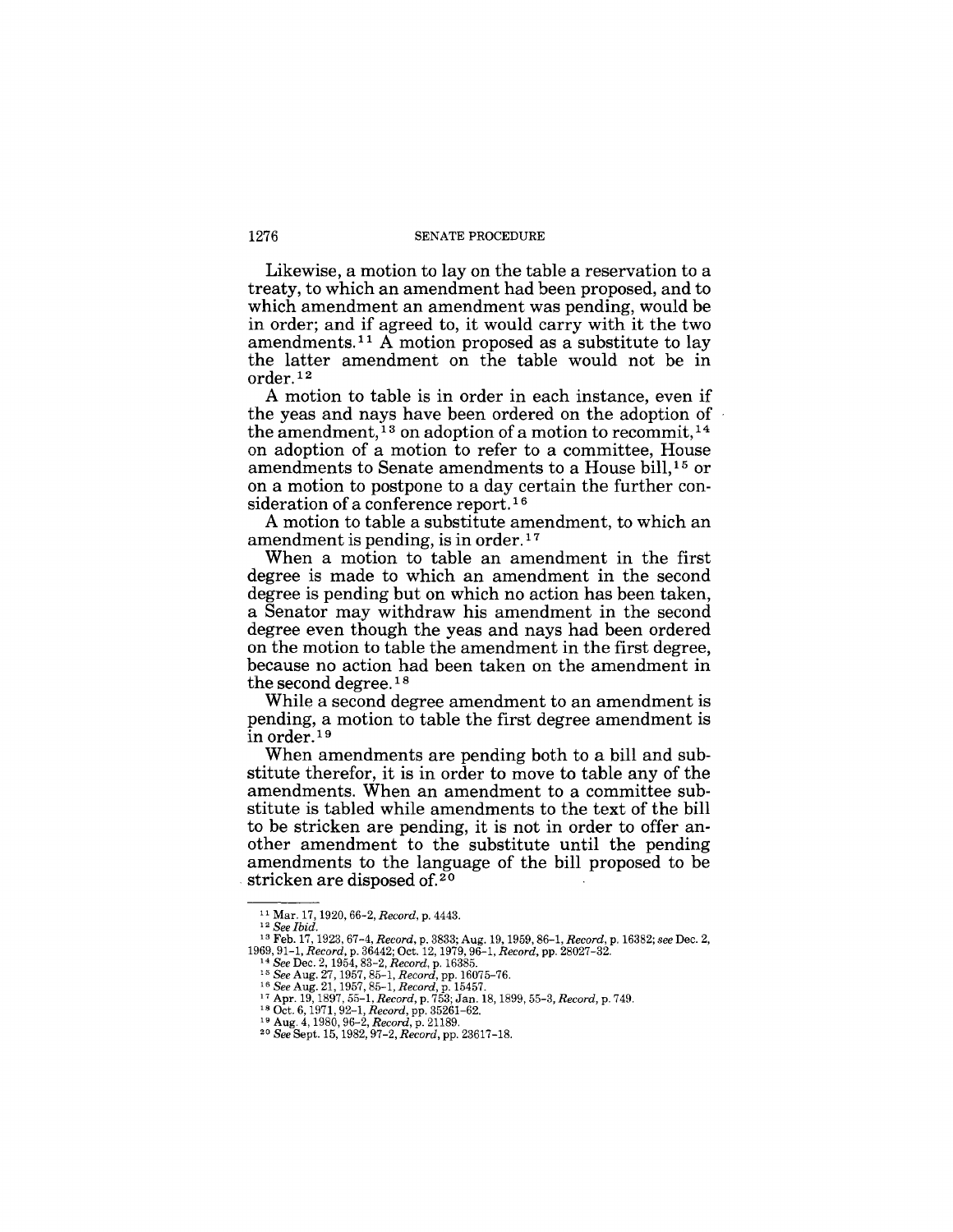Likewise, a motion to lay on the table a reservation to a treaty, to which an amendment had been proposed, and to which amendment an amendment was pending, would be in order; and if agreed to, it would carry with it the two amendments.[11] A motion proposed as a substitute to lay the latter amendment on the table would not be in order.[12]

A motion to table is in order in each instance, even if the yeas and nays have been ordered on the adoption of the amendment,[13] on adoption of a motion to recommit,[14] on adoption of a motion to refer to a committee, House amendments to Senate amendments to a House bill,[15] or on a motion to postpone to a day certain the further consideration of a conference report.[16]

A motion to table a substitute amendment, to which an amendment is pending, is in order.[17]

When a motion to table an amendment in the first degree is made to which an amendment in the second degree is pending but on which no action has been taken, a Senator may withdraw his amendment in the second degree even though the yeas and nays had been ordered on the motion to table the amendment in the first degree, because no action had been taken on the amendment in the second degree.[18]

While a second degree amendment to an amendment is pending, a motion to table the first degree amendment is in order.[19]

When amendments are pending both to a bill and substitute therefor, it is in order to move to table any of the amendments. When an amendment to a committee substitute is tabled while amendments to the text of the bill to be stricken are pending, it is not in order to offer another amendment to the substitute until the pending amendments to the language of the bill proposed to be stricken are disposed of.[20]

---

[11] Mar. 17, 1920, 66-2, *Record*, p. 4443.

[12] *See Ibid.*

[13] Feb. 17, 1923, 67-4, *Record*, p. 3833; Aug. 19, 1959, 86-1, *Record*, p. 16382; *see* Dec. 2, 1969, 91-1, *Record*, p. 36442; Oct. 12, 1979, 96-1, *Record*, pp. 28027-32.

[14] *See* Dec. 2, 1954, 83-2, *Record*, p. 16385.

[15] *See* Aug. 27, 1957, 85-1, *Record*, pp. 16075-76.

[16] *See* Aug. 21, 1957, 85-1, *Record*, p. 15457.

[17] Apr. 19, 1897, 55-1, *Record*, p. 753; Jan. 18, 1899, 55-3, *Record*, p. 749.

[18] Oct. 6, 1971, 92-1, *Record*, pp. 35261-62.

[19] Aug. 4, 1980, 96-2, *Record*, p. 21189.

[20] *See* Sept. 15, 1982, 97-2, *Record*, pp. 23617-18.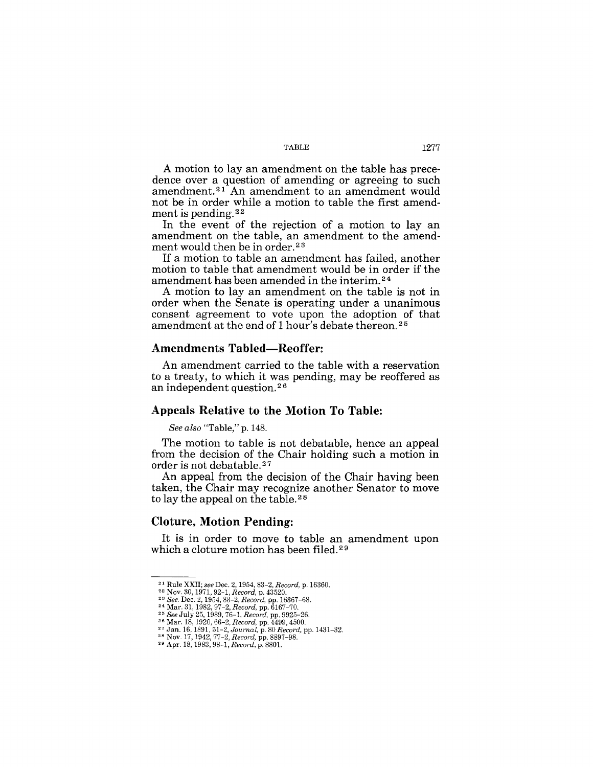A motion to lay an amendment on the table has precedence over a question of amending or agreeing to such amendment.[21] An amendment to an amendment would not be in order while a motion to table the first amendment is pending.[22]

In the event of the rejection of a motion to lay an amendment on the table, an amendment to the amendment would then be in order.[23]

If a motion to table an amendment has failed, another motion to table that amendment would be in order if the amendment has been amended in the interim.[24]

A motion to lay an amendment on the table is not in order when the Senate is operating under a unanimous consent agreement to vote upon the adoption of that amendment at the end of 1 hour's debate thereon.[25]

### Amendments Tabled—Reoffer:

An amendment carried to the table with a reservation to a treaty, to which it was pending, may be reoffered as an independent question.[26]

### Appeals Relative to the Motion To Table:

*See also* "Table," p. 148.

The motion to table is not debatable, hence an appeal from the decision of the Chair holding such a motion in order is not debatable.[27]

An appeal from the decision of the Chair having been taken, the Chair may recognize another Senator to move to lay the appeal on the table.[28]

### Cloture, Motion Pending:

It is in order to move to table an amendment upon which a cloture motion has been filed.[29]

---

[21] Rule XXII; *see* Dec. 2, 1954, 83-2, *Record*, p. 16360.
[22] Nov. 30, 1971, 92-1, *Record*, p. 43520.
[23] *See.* Dec. 2, 1954, 83-2, *Record*, pp. 16367-68.
[24] Mar. 31, 1982, 97-2, *Record*, pp. 6167-70.
[25] *See* July 25, 1939, 76-1, *Record*, pp. 9925-26.
[26] Mar. 18, 1920, 66-2, *Record*, pp. 4499, 4500.
[27] Jan. 16, 1891, 51-2, *Journal*, p. 80 *Record*, pp. 1431-32.
[28] Nov. 17, 1942, 77-2, *Record*, pp. 8897-98.
[29] Apr. 18, 1983, 98-1, *Record*, p. 8801.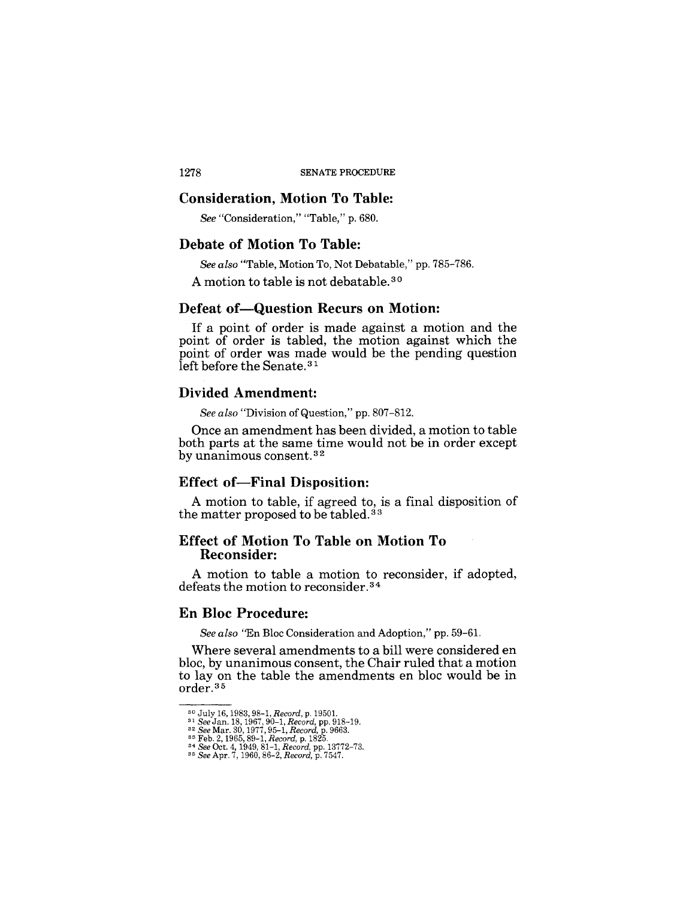## Consideration, Motion To Table:

*See* "Consideration," "Table," p. 680.

## Debate of Motion To Table:

*See also* "Table, Motion To, Not Debatable," pp. 785–786.

A motion to table is not debatable.[30]

## Defeat of—Question Recurs on Motion:

If a point of order is made against a motion and the point of order is tabled, the motion against which the point of order was made would be the pending question left before the Senate.[31]

## Divided Amendment:

*See also* "Division of Question," pp. 807–812.

Once an amendment has been divided, a motion to table both parts at the same time would not be in order except by unanimous consent.[32]

## Effect of—Final Disposition:

A motion to table, if agreed to, is a final disposition of the matter proposed to be tabled.[33]

## Effect of Motion To Table on Motion To Reconsider:

A motion to table a motion to reconsider, if adopted, defeats the motion to reconsider.[34]

## En Bloc Procedure:

*See also* "En Bloc Consideration and Adoption," pp. 59–61.

Where several amendments to a bill were considered en bloc, by unanimous consent, the Chair ruled that a motion to lay on the table the amendments en bloc would be in order.[35]

---

[30] July 16, 1983, 98–1, *Record*, p. 19501.
[31] *See* Jan. 18, 1967, 90–1, *Record*, pp. 918–19.
[32] *See* Mar. 30, 1977, 95–1, *Record*, p. 9663.
[33] Feb. 2, 1965, 89–1, *Record*, p. 1825.
[34] *See* Oct. 4, 1949, 81–1, *Record*, pp. 13772–73.
[35] *See* Apr. 7, 1960, 86–2, *Record*, p. 7547.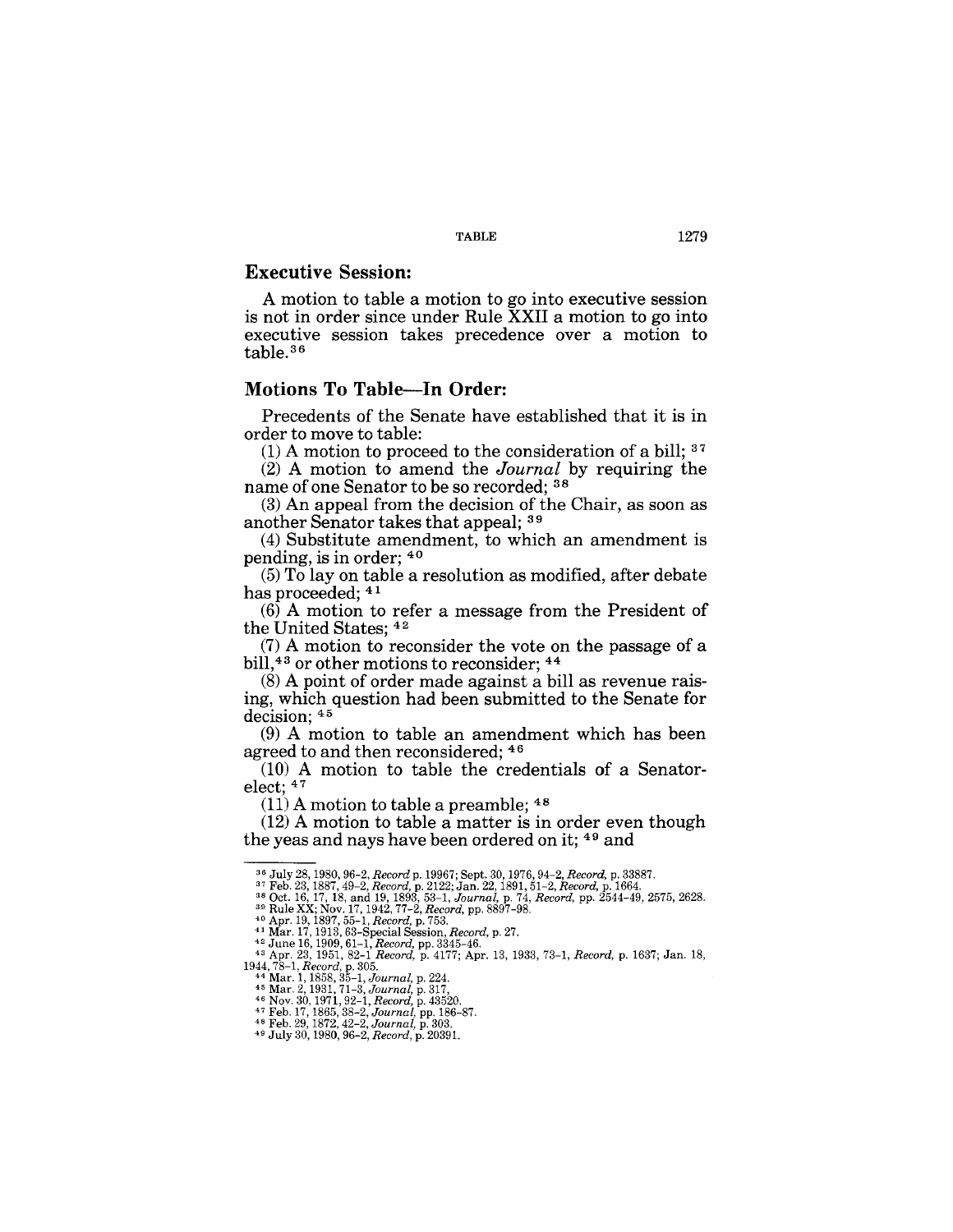## Executive Session:

A motion to table a motion to go into executive session is not in order since under Rule XXII a motion to go into executive session takes precedence over a motion to table.[36]

## Motions To Table—In Order:

Precedents of the Senate have established that it is in order to move to table:

(1) A motion to proceed to the consideration of a bill; [37]

(2) A motion to amend the *Journal* by requiring the name of one Senator to be so recorded; [38]

(3) An appeal from the decision of the Chair, as soon as another Senator takes that appeal; [39]

(4) Substitute amendment, to which an amendment is pending, is in order; [40]

(5) To lay on table a resolution as modified, after debate has proceeded; [41]

(6) A motion to refer a message from the President of the United States; [42]

(7) A motion to reconsider the vote on the passage of a bill,[43] or other motions to reconsider; [44]

(8) A point of order made against a bill as revenue raising, which question had been submitted to the Senate for decision; [45]

(9) A motion to table an amendment which has been agreed to and then reconsidered; [46]

(10) A motion to table the credentials of a Senator-elect; [47]

(11) A motion to table a preamble; [48]

(12) A motion to table a matter is in order even though the yeas and nays have been ordered on it; [49] and

---

[36] July 28, 1980, 96-2, *Record* p. 19967; Sept. 30, 1976, 94-2, *Record*, p. 33887.

[37] Feb. 23, 1887, 49-2, *Record*, p. 2122; Jan. 22, 1891, 51-2, *Record*, p. 1664.

[38] Oct. 16, 17, 18, and 19, 1893, 53-1, *Journal*, p. 74, *Record*, pp. 2544-49, 2575, 2628.

[39] Rule XX; Nov. 17, 1942, 77-2, *Record*, pp. 8897-98.

[40] Apr. 19, 1897, 55-1, *Record*, p. 753.

[41] Mar. 17, 1913, 63-Special Session, *Record*, p. 27.

[42] June 16, 1909, 61-1, *Record*, pp. 3345-46.

[43] Apr. 23, 1951, 82-1 *Record*, p. 4177; Apr. 13, 1933, 73-1, *Record*, p. 1637; Jan. 18, 1944, 78-1, *Record*, p. 305.

[44] Mar. 1, 1858, 35-1, *Journal*, p. 224.

[45] Mar. 2, 1931, 71-3, *Journal*, p. 317.

[46] Nov. 30, 1971, 92-1, *Record*, p. 43520.

[47] Feb. 17, 1865, 38-2, *Journal*, pp. 186-87.

[48] Feb. 29, 1872, 42-2, *Journal*, p. 303.

[49] July 30, 1980, 96-2, *Record*, p. 20391.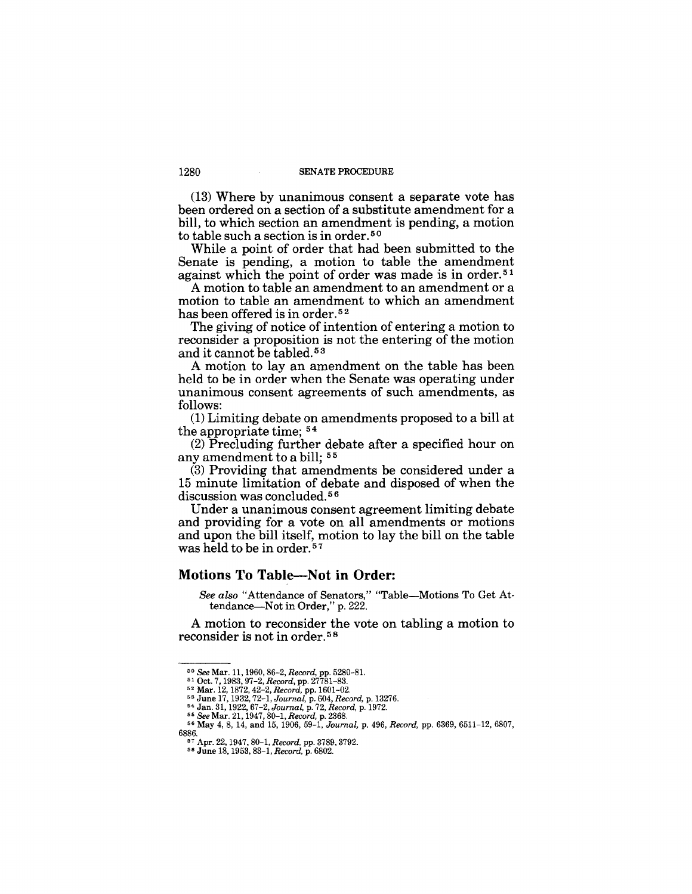(13) Where by unanimous consent a separate vote has been ordered on a section of a substitute amendment for a bill, to which section an amendment is pending, a motion to table such a section is in order.[50]

While a point of order that had been submitted to the Senate is pending, a motion to table the amendment against which the point of order was made is in order.[51]

A motion to table an amendment to an amendment or a motion to table an amendment to which an amendment has been offered is in order.[52]

The giving of notice of intention of entering a motion to reconsider a proposition is not the entering of the motion and it cannot be tabled.[53]

A motion to lay an amendment on the table has been held to be in order when the Senate was operating under unanimous consent agreements of such amendments, as follows:

(1) Limiting debate on amendments proposed to a bill at the appropriate time; [54]

(2) Precluding further debate after a specified hour on any amendment to a bill; [55]

(3) Providing that amendments be considered under a 15 minute limitation of debate and disposed of when the discussion was concluded.[56]

Under a unanimous consent agreement limiting debate and providing for a vote on all amendments or motions and upon the bill itself, motion to lay the bill on the table was held to be in order.[57]

## Motions To Table—Not in Order:

*See also* "Attendance of Senators," "Table—Motions To Get Attendance—Not in Order," p. 222.

A motion to reconsider the vote on tabling a motion to reconsider is not in order.[58]

---

[50] *See* Mar. 11, 1960, 86-2, *Record*, pp. 5280-81.
[51] Oct. 7, 1983, 97-2, *Record*, pp. 27781-83.
[52] Mar. 12, 1872, 42-2, *Record*, pp. 1601-02.
[53] June 17, 1932, 72-1, *Journal*, p. 604, *Record*, p. 13276.
[54] Jan. 31, 1922, 67-2, *Journal*, p. 72, *Record*, p. 1972.
[55] *See* Mar. 21, 1947, 80-1, *Record*, p. 2368.
[56] May 4, 8, 14, and 15, 1906, 59-1, *Journal*, p. 496, *Record*, pp. 6369, 6511-12, 6807, 6886.
[57] Apr. 22, 1947, 80-1, *Record*, pp. 3789, 3792.
[58] June 18, 1953, 83-1, *Record*, p. 6802.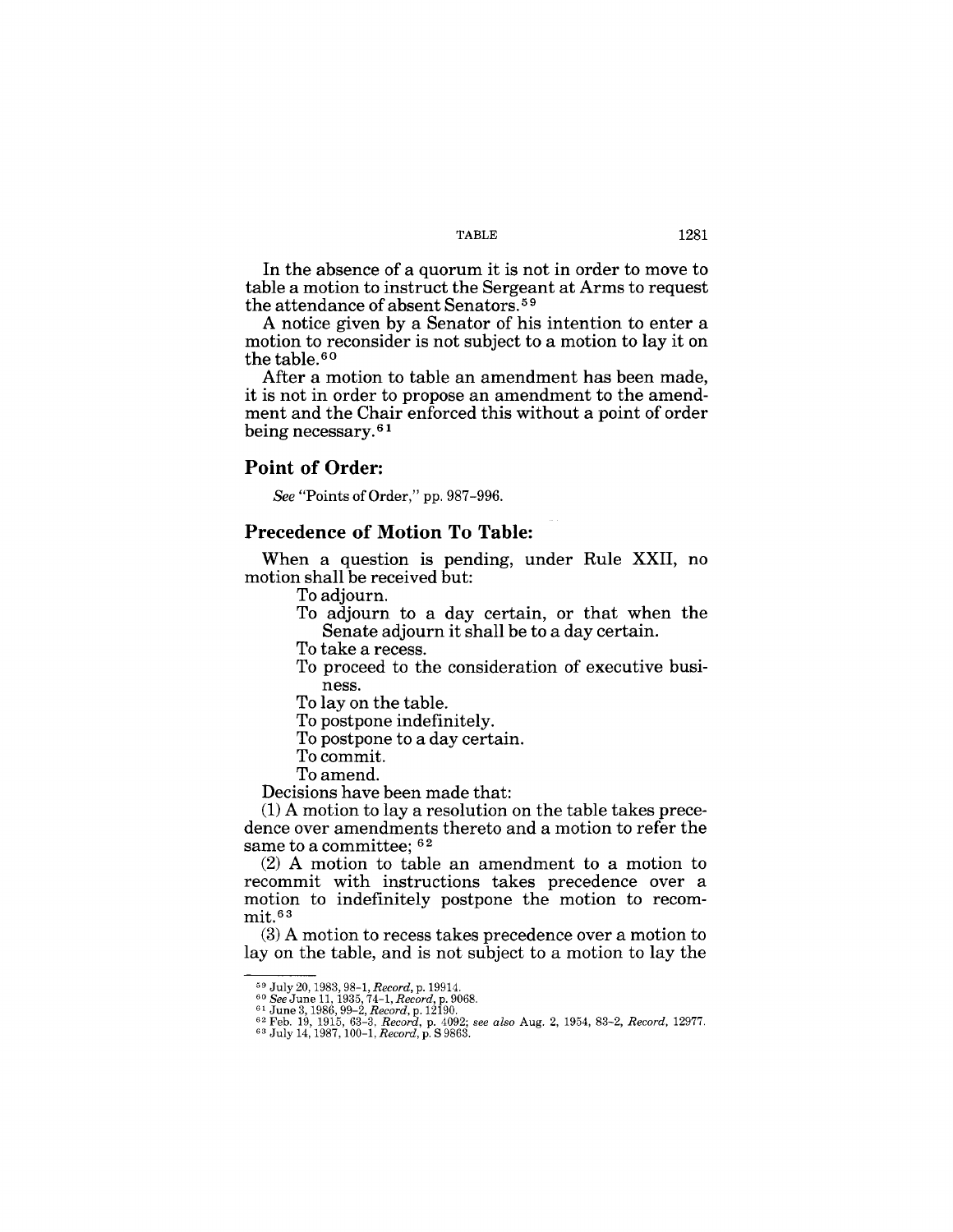In the absence of a quorum it is not in order to move to table a motion to instruct the Sergeant at Arms to request the attendance of absent Senators.[59]

A notice given by a Senator of his intention to enter a motion to reconsider is not subject to a motion to lay it on the table.[60]

After a motion to table an amendment has been made, it is not in order to propose an amendment to the amendment and the Chair enforced this without a point of order being necessary.[61]

## Point of Order:

*See* "Points of Order," pp. 987–996.

## Precedence of Motion To Table:

When a question is pending, under Rule XXII, no motion shall be received but:

- To adjourn.
- To adjourn to a day certain, or that when the Senate adjourn it shall be to a day certain.
- To take a recess.
- To proceed to the consideration of executive business.
- To lay on the table.
- To postpone indefinitely.
- To postpone to a day certain.
- To commit.
- To amend.

Decisions have been made that:

(1) A motion to lay a resolution on the table takes precedence over amendments thereto and a motion to refer the same to a committee; [62]

(2) A motion to table an amendment to a motion to recommit with instructions takes precedence over a motion to indefinitely postpone the motion to recommit.[63]

(3) A motion to recess takes precedence over a motion to lay on the table, and is not subject to a motion to lay the

---

[59] July 20, 1983, 98-1, *Record*, p. 19914.

[60] *See* June 11, 1935, 74-1, *Record*, p. 9068.

[61] June 3, 1986, 99-2, *Record*, p. 12190.

[62] Feb. 19, 1915, 63-3, *Record*, p. 4092; *see also* Aug. 2, 1954, 83-2, *Record*, 12977.

[63] July 14, 1987, 100-1, *Record*, p. S 9863.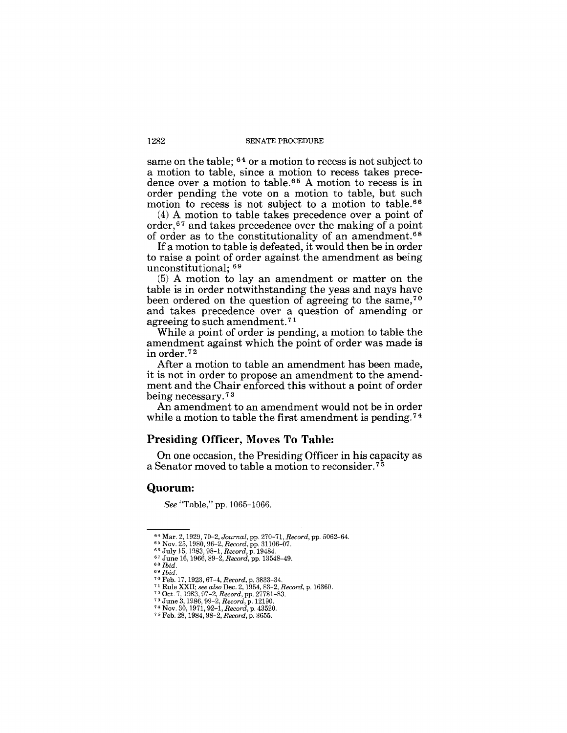same on the table; [64] or a motion to recess is not subject to a motion to table, since a motion to recess takes precedence over a motion to table.[65] A motion to recess is in order pending the vote on a motion to table, but such motion to recess is not subject to a motion to table.[66]

(4) A motion to table takes precedence over a point of order,[67] and takes precedence over the making of a point of order as to the constitutionality of an amendment.[68]

If a motion to table is defeated, it would then be in order to raise a point of order against the amendment as being unconstitutional; [69]

(5) A motion to lay an amendment or matter on the table is in order notwithstanding the yeas and nays have been ordered on the question of agreeing to the same,[70] and takes precedence over a question of amending or agreeing to such amendment.[71]

While a point of order is pending, a motion to table the amendment against which the point of order was made is in order.[72]

After a motion to table an amendment has been made, it is not in order to propose an amendment to the amendment and the Chair enforced this without a point of order being necessary.[73]

An amendment to an amendment would not be in order while a motion to table the first amendment is pending.[74]

## Presiding Officer, Moves To Table:

On one occasion, the Presiding Officer in his capacity as a Senator moved to table a motion to reconsider.[75]

## Quorum:

*See* "Table," pp. 1065–1066.

---

[64] Mar. 2, 1929, 70–2, *Journal*, pp. 270–71, *Record*, pp. 5062–64.
[65] Nov. 25, 1980, 96–2, *Record*, pp. 31106–07.
[66] July 15, 1983, 98–1, *Record*, p. 19484.
[67] June 16, 1966, 89–2, *Record*, pp. 13548–49.
[68] *Ibid.*
[69] *Ibid.*
[70] Feb. 17, 1923, 67–4, *Record*, p. 3833–34.
[71] Rule XXII; *see also* Dec. 2, 1954, 83–2, *Record*, p. 16360.
[72] Oct. 7, 1983, 97–2, *Record*, pp. 27781–83.
[73] June 3, 1986, 99–2, *Record*, p. 12190.
[74] Nov. 30, 1971, 92–1, *Record*, p. 43520.
[75] Feb. 28, 1984, 98–2, *Record*, p. 3655.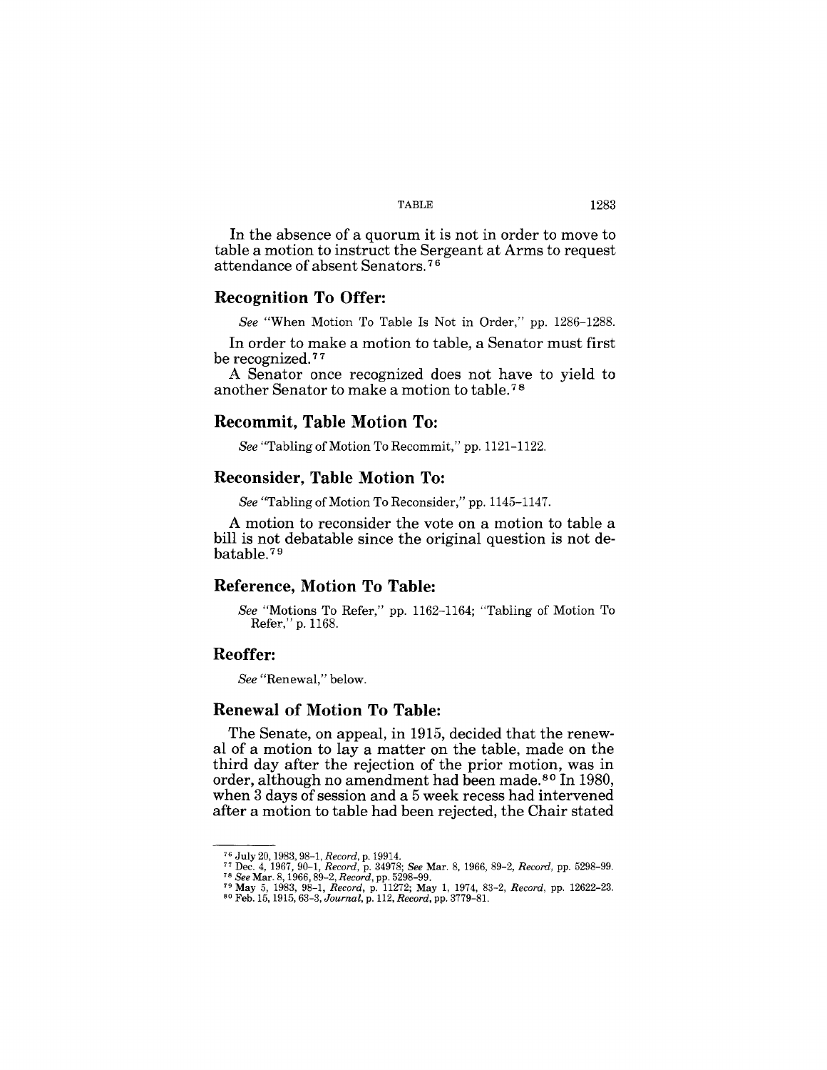In the absence of a quorum it is not in order to move to table a motion to instruct the Sergeant at Arms to request attendance of absent Senators.[76]

## Recognition To Offer:

*See* "When Motion To Table Is Not in Order," pp. 1286–1288.

In order to make a motion to table, a Senator must first be recognized.[77]

A Senator once recognized does not have to yield to another Senator to make a motion to table.[78]

## Recommit, Table Motion To:

*See* "Tabling of Motion To Recommit," pp. 1121–1122.

## Reconsider, Table Motion To:

*See* "Tabling of Motion To Reconsider," pp. 1145–1147.

A motion to reconsider the vote on a motion to table a bill is not debatable since the original question is not debatable.[79]

## Reference, Motion To Table:

*See* "Motions To Refer," pp. 1162–1164; "Tabling of Motion To Refer," p. 1168.

## Reoffer:

*See* "Renewal," below.

## Renewal of Motion To Table:

The Senate, on appeal, in 1915, decided that the renewal of a motion to lay a matter on the table, made on the third day after the rejection of the prior motion, was in order, although no amendment had been made.[80] In 1980, when 3 days of session and a 5 week recess had intervened after a motion to table had been rejected, the Chair stated

---

[76] July 20, 1983, 98–1, *Record*, p. 19914.

[77] Dec. 4, 1967, 90–1, *Record*, p. 34978; *See* Mar. 8, 1966, 89–2, *Record*, pp. 5298–99.

[78] *See* Mar. 8, 1966, 89–2, *Record*, pp. 5298–99.

[79] May 5, 1983, 98–1, *Record*, p. 11272; May 1, 1974, 83–2, *Record*, pp. 12622–23.

[80] Feb. 15, 1915, 63–3, *Journal*, p. 112, *Record*, pp. 3779–81.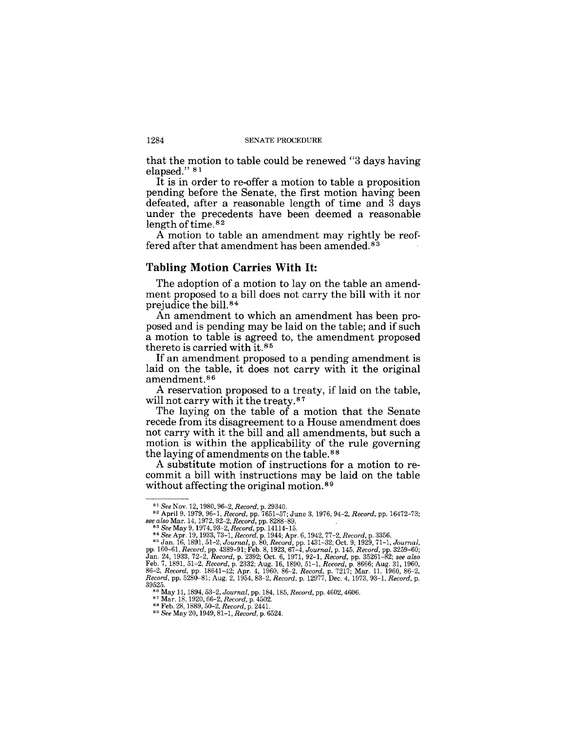that the motion to table could be renewed "3 days having elapsed." [81]

It is in order to re-offer a motion to table a proposition pending before the Senate, the first motion having been defeated, after a reasonable length of time and 3 days under the precedents have been deemed a reasonable length of time. [82]

A motion to table an amendment may rightly be reoffered after that amendment has been amended. [83]

### Tabling Motion Carries With It:

The adoption of a motion to lay on the table an amendment proposed to a bill does not carry the bill with it nor prejudice the bill. [84]

An amendment to which an amendment has been proposed and is pending may be laid on the table; and if such a motion to table is agreed to, the amendment proposed thereto is carried with it. [85]

If an amendment proposed to a pending amendment is laid on the table, it does not carry with it the original amendment. [86]

A reservation proposed to a treaty, if laid on the table, will not carry with it the treaty. [87]

The laying on the table of a motion that the Senate recede from its disagreement to a House amendment does not carry with it the bill and all amendments, but such a motion is within the applicability of the rule governing the laying of amendments on the table. [88]

A substitute motion of instructions for a motion to recommit a bill with instructions may be laid on the table without affecting the original motion. [89]

---

[81] *See* Nov. 12, 1980, 96-2, *Record*, p. 29340.

[82] April 9, 1979, 96-1, *Record*, pp. 7651-57; June 3, 1976, 94-2, *Record*, pp. 16472-73; *see also* Mar. 14, 1972, 92-2, *Record*, pp. 8288-89.

[83] *See* May 9, 1974, 93-2, *Record*, pp. 14114-15.

[84] *See* Apr. 19, 1933, 73-1, *Record*, p. 1944; Apr. 6, 1942, 77-2, *Record*, p. 3356.

[85] Jan. 16, 1891, 51-2, *Journal*, p. 80, *Record*, pp. 1431-32; Oct. 9, 1929, 71-1, *Journal*, pp. 160-61, *Record*, pp. 4389-91; Feb. 8, 1923, 67-4, *Journal*, p. 145, *Record*, pp. 3259-60; Jan. 24, 1933, 72-2, *Record*, p. 2392; Oct. 6, 1971, 92-1, *Record*, pp. 35261-82; *see also* Feb. 7, 1891, 51-2, *Record*, p. 2332; Aug. 16, 1890, 51-1, *Record*, p. 8666; Aug. 31, 1960, 86-2, *Record*, pp. 18641-42; Apr. 4, 1960, 86-2, *Record*, p. 7217; Mar. 11, 1960, 86-2, *Record*, pp. 5280-81; Aug. 2, 1954, 83-2, *Record*, p. 12977, Dec. 4, 1973, 93-1, *Record*, p. 39525.

[86] May 11, 1894, 53-2, *Journal*, pp. 184, 185, *Record*, pp. 4602, 4606.

[87] Mar. 18, 1920, 66-2, *Record*, p. 4502.

[88] Feb. 28, 1889, 50-2, *Record*, p. 2441.

[89] *See* May 20, 1949, 81-1, *Record*, p. 6524.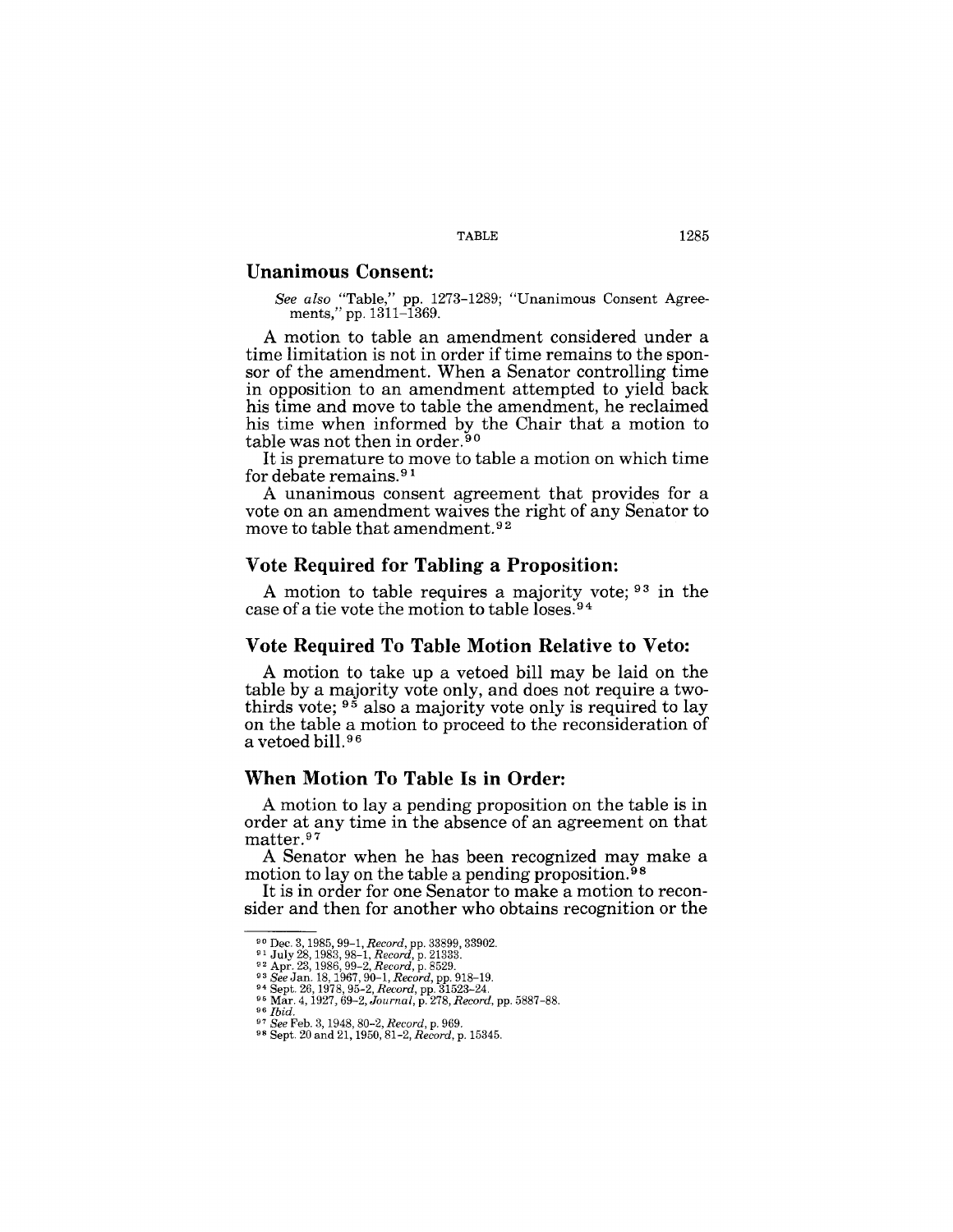## Unanimous Consent:

*See also* "Table," pp. 1273–1289; "Unanimous Consent Agreements," pp. 1311–1369.

A motion to table an amendment considered under a time limitation is not in order if time remains to the sponsor of the amendment. When a Senator controlling time in opposition to an amendment attempted to yield back his time and move to table the amendment, he reclaimed his time when informed by the Chair that a motion to table was not then in order.[90]

It is premature to move to table a motion on which time for debate remains.[91]

A unanimous consent agreement that provides for a vote on an amendment waives the right of any Senator to move to table that amendment.[92]

## Vote Required for Tabling a Proposition:

A motion to table requires a majority vote;[93] in the case of a tie vote the motion to table loses.[94]

## Vote Required To Table Motion Relative to Veto:

A motion to take up a vetoed bill may be laid on the table by a majority vote only, and does not require a two-thirds vote;[95] also a majority vote only is required to lay on the table a motion to proceed to the reconsideration of a vetoed bill.[96]

## When Motion To Table Is in Order:

A motion to lay a pending proposition on the table is in order at any time in the absence of an agreement on that matter.[97]

A Senator when he has been recognized may make a motion to lay on the table a pending proposition.[98]

It is in order for one Senator to make a motion to reconsider and then for another who obtains recognition or the

---

[90] Dec. 3, 1985, 99–1, *Record*, pp. 33899, 33902.
[91] July 28, 1983, 98–1, *Record*, p. 21333.
[92] Apr. 23, 1986, 99–2, *Record*, p. 8529.
[93] *See* Jan. 18, 1967, 90–1, *Record*, pp. 918–19.
[94] Sept. 26, 1978, 95–2, *Record*, pp. 31523–24.
[95] Mar. 4, 1927, 69–2, *Journal*, p. 278, *Record*, pp. 5887–88.
[96] *Ibid.*
[97] *See* Feb. 3, 1948, 80–2, *Record*, p. 969.
[98] Sept. 20 and 21, 1950, 81–2, *Record*, p. 15345.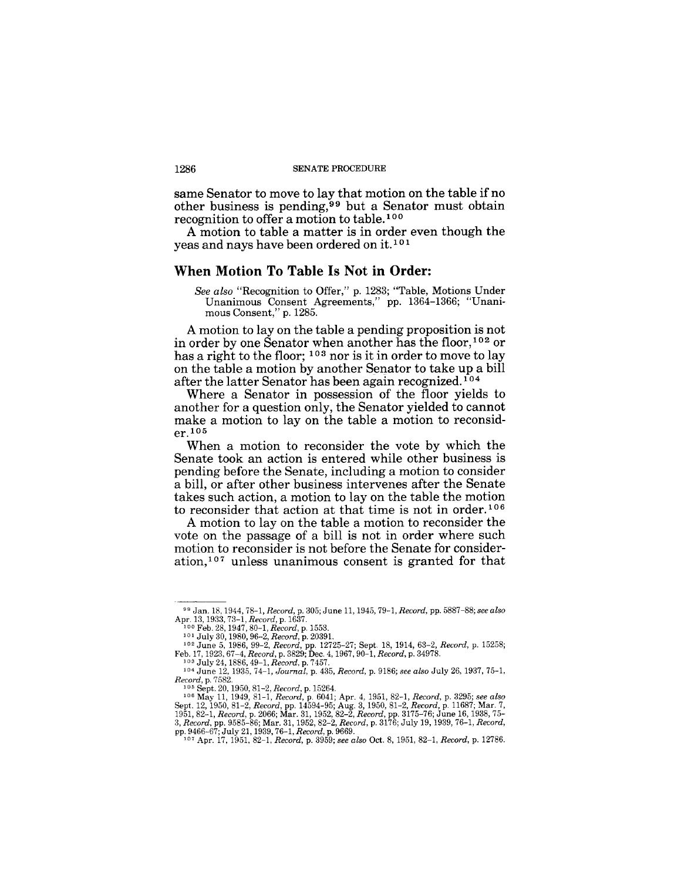same Senator to move to lay that motion on the table if no other business is pending,[99] but a Senator must obtain recognition to offer a motion to table.[100]

A motion to table a matter is in order even though the yeas and nays have been ordered on it.[101]

## When Motion To Table Is Not in Order:

*See also* "Recognition to Offer," p. 1283; "Table, Motions Under Unanimous Consent Agreements," pp. 1364–1366; "Unanimous Consent," p. 1285.

A motion to lay on the table a pending proposition is not in order by one Senator when another has the floor,[102] or has a right to the floor; [103] nor is it in order to move to lay on the table a motion by another Senator to take up a bill after the latter Senator has been again recognized.[104]

Where a Senator in possession of the floor yields to another for a question only, the Senator yielded to cannot make a motion to lay on the table a motion to reconsider.[105]

When a motion to reconsider the vote by which the Senate took an action is entered while other business is pending before the Senate, including a motion to consider a bill, or after other business intervenes after the Senate takes such action, a motion to lay on the table the motion to reconsider that action at that time is not in order.[106]

A motion to lay on the table a motion to reconsider the vote on the passage of a bill is not in order where such motion to reconsider is not before the Senate for consideration,[107] unless unanimous consent is granted for that

---

[99] Jan. 18, 1944, 78–1, *Record*, p. 305; June 11, 1945, 79–1, *Record*, pp. 5887–88; *see also* Apr. 13, 1933, 73–1, *Record*, p. 1637.

[100] Feb. 28, 1947, 80–1, *Record*, p. 1553.

[101] July 30, 1980, 96–2, *Record*, p. 20391.

[102] June 5, 1986, 99–2, *Record*, pp. 12725–27; Sept. 18, 1914, 63–2, *Record*, p. 15258; Feb. 17, 1923, 67–4, *Record*, p. 3829; Dec. 4, 1967, 90–1, *Record*, p. 34978.

[103] July 24, 1886, 49–1, *Record*, p. 7457.

[104] June 12, 1935, 74–1, *Journal*, p. 435, *Record*, p. 9186; *see also* July 26, 1937, 75–1, *Record*, p. 7582.

[105] Sept. 20, 1950, 81–2, *Record*, p. 15264.

[106] May 11, 1949, 81–1, *Record*, p. 6041; Apr. 4, 1951, 82–1, *Record*, p. 3295; *see also* Sept. 12, 1950, 81–2, *Record*, pp. 14594–95; Aug. 3, 1950, 81–2, *Record*, p. 11687; Mar. 7, 1951, 82–1, *Record*, p. 2066; Mar. 31, 1952, 82–2, *Record*, pp. 3175–76; June 16, 1938, 75–3, *Record*, pp. 9585–86; Mar. 31, 1952, 82–2, *Record*, p. 3176; July 19, 1939, 76–1, *Record*, pp. 9466–67; July 21, 1939, 76–1, *Record*, p. 9669.

[107] Apr. 17, 1951, 82–1, *Record*, p. 3959; *see also* Oct. 8, 1951, 82–1, *Record*, p. 12786.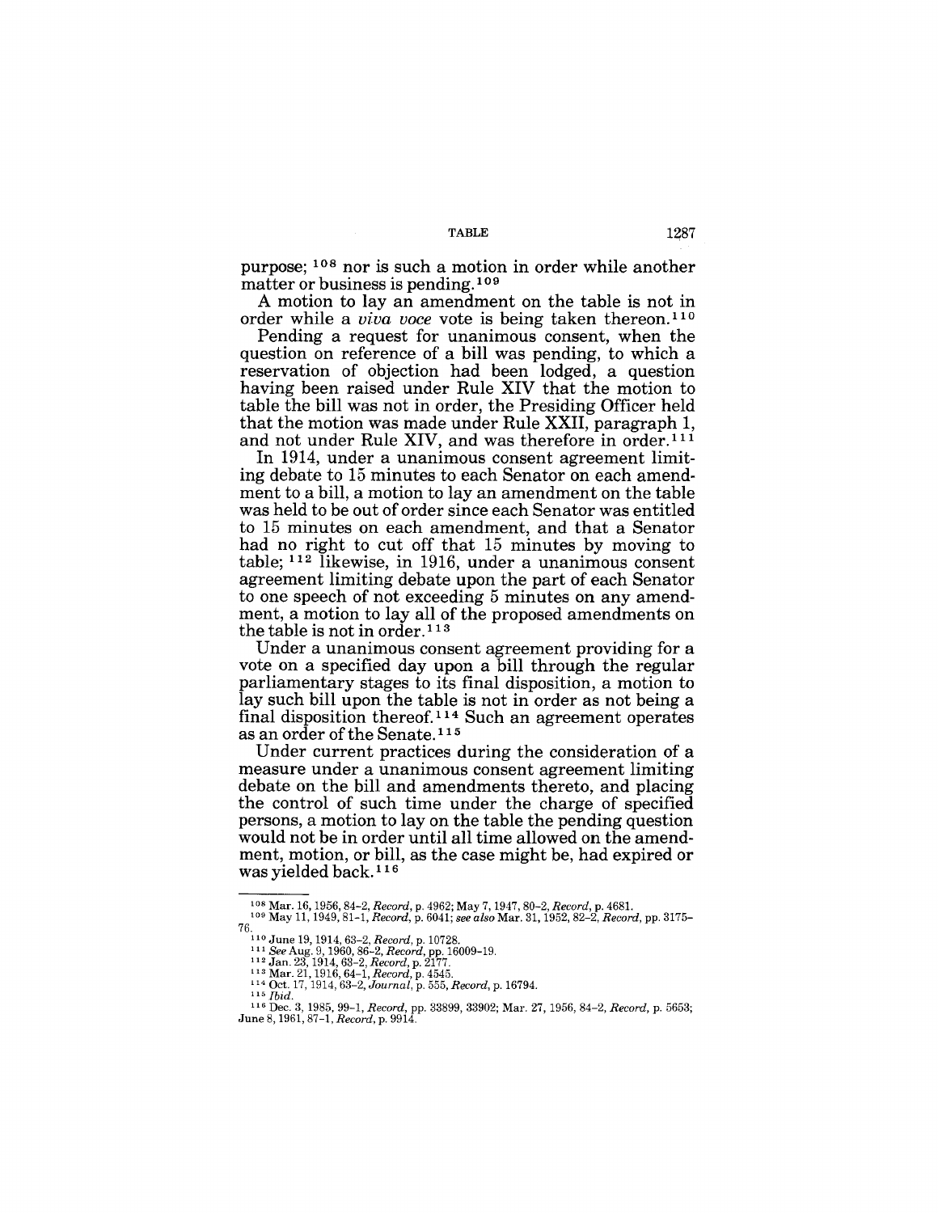purpose; [108] nor is such a motion in order while another matter or business is pending.[109]

A motion to lay an amendment on the table is not in order while a *viva voce* vote is being taken thereon.[110]

Pending a request for unanimous consent, when the question on reference of a bill was pending, to which a reservation of objection had been lodged, a question having been raised under Rule XIV that the motion to table the bill was not in order, the Presiding Officer held that the motion was made under Rule XXII, paragraph 1, and not under Rule XIV, and was therefore in order.[111]

In 1914, under a unanimous consent agreement limiting debate to 15 minutes to each Senator on each amendment to a bill, a motion to lay an amendment on the table was held to be out of order since each Senator was entitled to 15 minutes on each amendment, and that a Senator had no right to cut off that 15 minutes by moving to table; [112] likewise, in 1916, under a unanimous consent agreement limiting debate upon the part of each Senator to one speech of not exceeding 5 minutes on any amendment, a motion to lay all of the proposed amendments on the table is not in order.[113]

Under a unanimous consent agreement providing for a vote on a specified day upon a bill through the regular parliamentary stages to its final disposition, a motion to lay such bill upon the table is not in order as not being a final disposition thereof.[114] Such an agreement operates as an order of the Senate.[115]

Under current practices during the consideration of a measure under a unanimous consent agreement limiting debate on the bill and amendments thereto, and placing the control of such time under the charge of specified persons, a motion to lay on the table the pending question would not be in order until all time allowed on the amendment, motion, or bill, as the case might be, had expired or was yielded back.[116]

---

[108] Mar. 16, 1956, 84–2, *Record*, p. 4962; May 7, 1947, 80–2, *Record*, p. 4681.

[109] May 11, 1949, 81–1, *Record*, p. 6041; *see also* Mar. 31, 1952, 82–2, *Record*, pp. 3175–76.

[110] June 19, 1914, 63–2, *Record*, p. 10728.

[111] *See* Aug. 9, 1960, 86–2, *Record*, pp. 16009–19.

[112] Jan. 23, 1914, 63–2, *Record*, p. 2177.

[113] Mar. 21, 1916, 64–1, *Record*, p. 4545.

[114] Oct. 17, 1914, 63–2, *Journal*, p. 555, *Record*, p. 16794.

[115] *Ibid.*

[116] Dec. 3, 1985, 99–1, *Record*, pp. 33899, 33902; Mar. 27, 1956, 84–2, *Record*, p. 5653; June 8, 1961, 87–1, *Record*, p. 9914.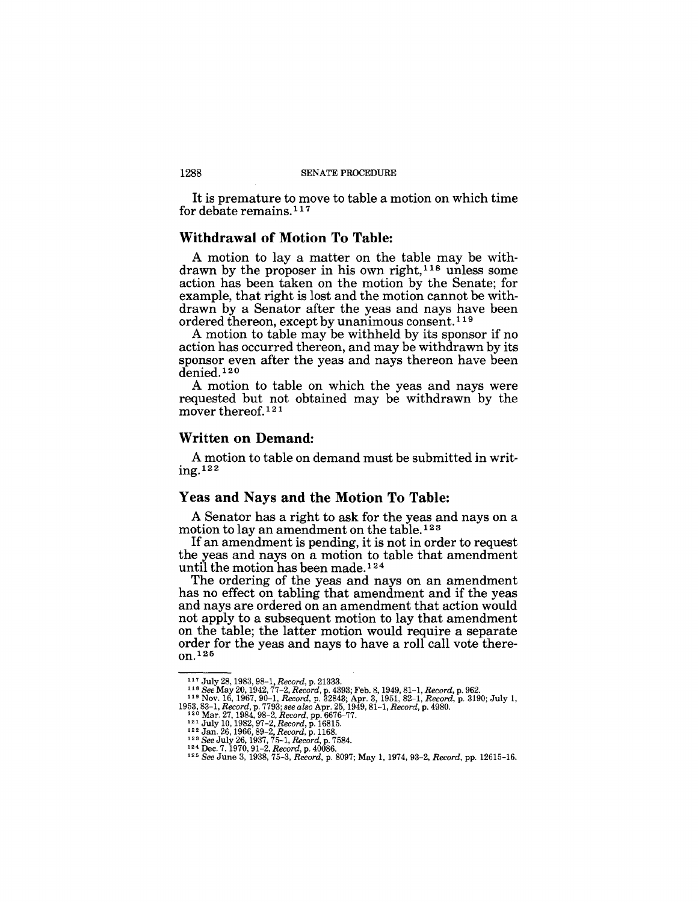It is premature to move to table a motion on which time for debate remains.[117]

## Withdrawal of Motion To Table:

A motion to lay a matter on the table may be withdrawn by the proposer in his own right,[118] unless some action has been taken on the motion by the Senate; for example, that right is lost and the motion cannot be withdrawn by a Senator after the yeas and nays have been ordered thereon, except by unanimous consent.[119]

A motion to table may be withheld by its sponsor if no action has occurred thereon, and may be withdrawn by its sponsor even after the yeas and nays thereon have been denied.[120]

A motion to table on which the yeas and nays were requested but not obtained may be withdrawn by the mover thereof.[121]

## Written on Demand:

A motion to table on demand must be submitted in writing.[122]

## Yeas and Nays and the Motion To Table:

A Senator has a right to ask for the yeas and nays on a motion to lay an amendment on the table.[123]

If an amendment is pending, it is not in order to request the yeas and nays on a motion to table that amendment until the motion has been made.[124]

The ordering of the yeas and nays on an amendment has no effect on tabling that amendment and if the yeas and nays are ordered on an amendment that action would not apply to a subsequent motion to lay that amendment on the table; the latter motion would require a separate order for the yeas and nays to have a roll call vote thereon.[125]

---

[117] July 28, 1983, 98–1, *Record*, p. 21333.

[118] *See* May 20, 1942, 77–2, *Record*, p. 4393; Feb. 8, 1949, 81–1, *Record*, p. 962.

[119] Nov. 16, 1967, 90–1, *Record*, p. 32843; Apr. 3, 1951, 82–1, *Record*, p. 3190; July 1, 1953, 83–1, *Record*, p. 7793; *see also* Apr. 25, 1949, 81–1, *Record*, p. 4980.

[120] Mar. 27, 1984, 98–2, *Record*, pp. 6676–77.

[121] July 10, 1982, 97–2, *Record*, p. 16815.

[122] Jan. 26, 1966, 89–2, *Record*, p. 1168.

[123] *See* July 26, 1937, 75–1, *Record*, p. 7584.

[124] Dec. 7, 1970, 91–2, *Record*, p. 40086.

[125] *See* June 3, 1938, 75–3, *Record*, p. 8097; May 1, 1974, 93–2, *Record*, pp. 12615–16.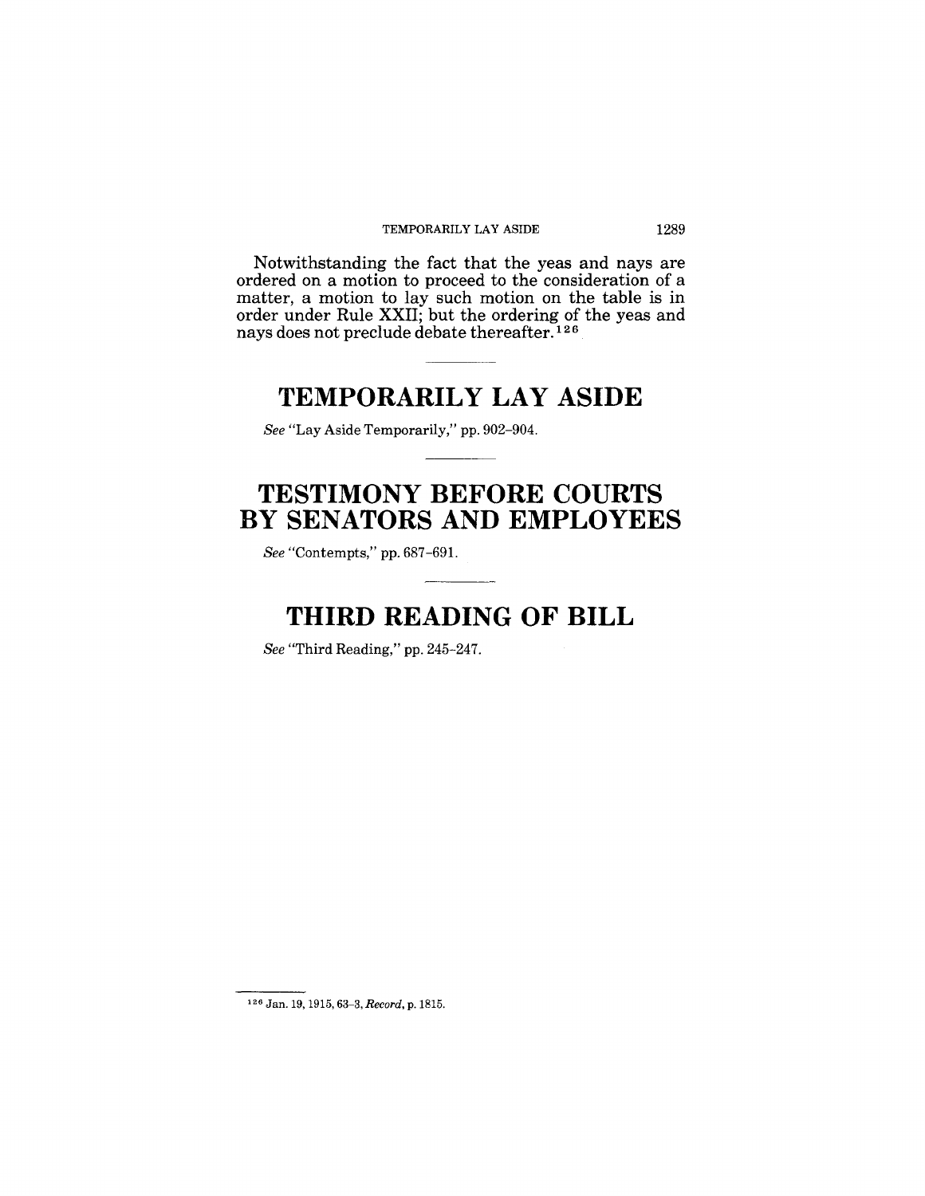Notwithstanding the fact that the yeas and nays are ordered on a motion to proceed to the consideration of a matter, a motion to lay such motion on the table is in order under Rule XXII; but the ordering of the yeas and nays does not preclude debate thereafter.[126]

## TEMPORARILY LAY ASIDE

*See* "Lay Aside Temporarily," pp. 902–904.

## TESTIMONY BEFORE COURTS BY SENATORS AND EMPLOYEES

*See* "Contempts," pp. 687–691.

## THIRD READING OF BILL

*See* "Third Reading," pp. 245–247.

---

[126] Jan. 19, 1915, 63–3, *Record*, p. 1815.